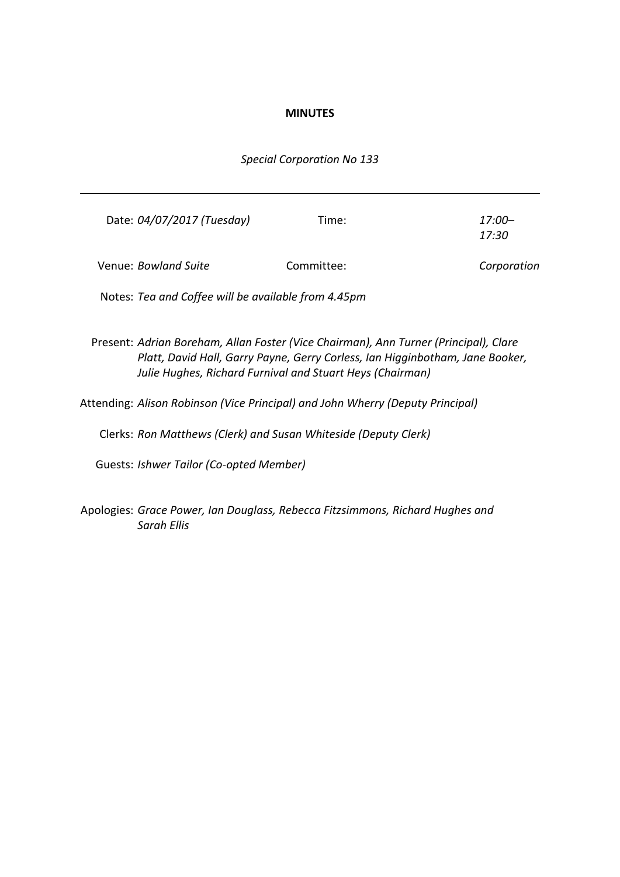**MINUTES**

*Special Corporation No 133*

---

Date: *04/07/2017 (Tuesday)* | Time: *17:00–17:30*

Venue: *Bowland Suite* | Committee: *Corporation*

Notes: *Tea and Coffee will be available from 4.45pm*

Present: *Adrian Boreham, Allan Foster (Vice Chairman), Ann Turner (Principal), Clare Platt, David Hall, Garry Payne, Gerry Corless, Ian Higginbotham, Jane Booker, Julie Hughes, Richard Furnival and Stuart Heys (Chairman)*

Attending: *Alison Robinson (Vice Principal) and John Wherry (Deputy Principal)*

Clerks: *Ron Matthews (Clerk) and Susan Whiteside (Deputy Clerk)*

Guests: *Ishwer Tailor (Co-opted Member)*

Apologies: *Grace Power, Ian Douglass, Rebecca Fitzsimmons, Richard Hughes and Sarah Ellis*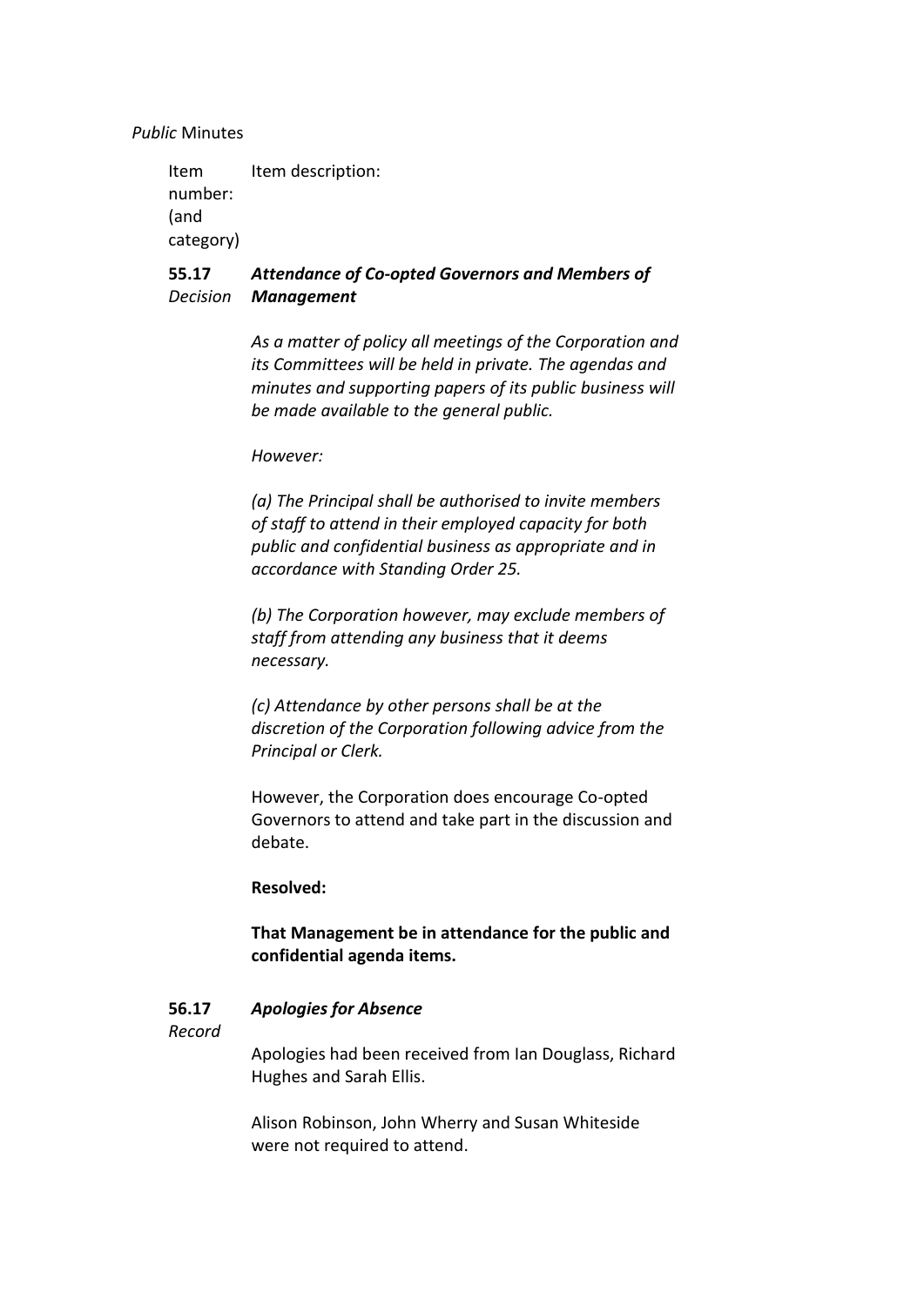*Public* Minutes

| Item number: (and category) | Item description: |
|---|---|
| **55.17** *Decision* | ***Attendance of Co-opted Governors and Members of Management*** |
| | *As a matter of policy all meetings of the Corporation and its Committees will be held in private. The agendas and minutes and supporting papers of its public business will be made available to the general public.* |
| | *However:* |
| | *(a) The Principal shall be authorised to invite members of staff to attend in their employed capacity for both public and confidential business as appropriate and in accordance with Standing Order 25.* |
| | *(b) The Corporation however, may exclude members of staff from attending any business that it deems necessary.* |
| | *(c) Attendance by other persons shall be at the discretion of the Corporation following advice from the Principal or Clerk.* |
| | However, the Corporation does encourage Co-opted Governors to attend and take part in the discussion and debate. |
| | **Resolved:** |
| | **That Management be in attendance for the public and confidential agenda items.** |
| **56.17** *Record* | ***Apologies for Absence*** |
| | Apologies had been received from Ian Douglass, Richard Hughes and Sarah Ellis. |
| | Alison Robinson, John Wherry and Susan Whiteside were not required to attend. |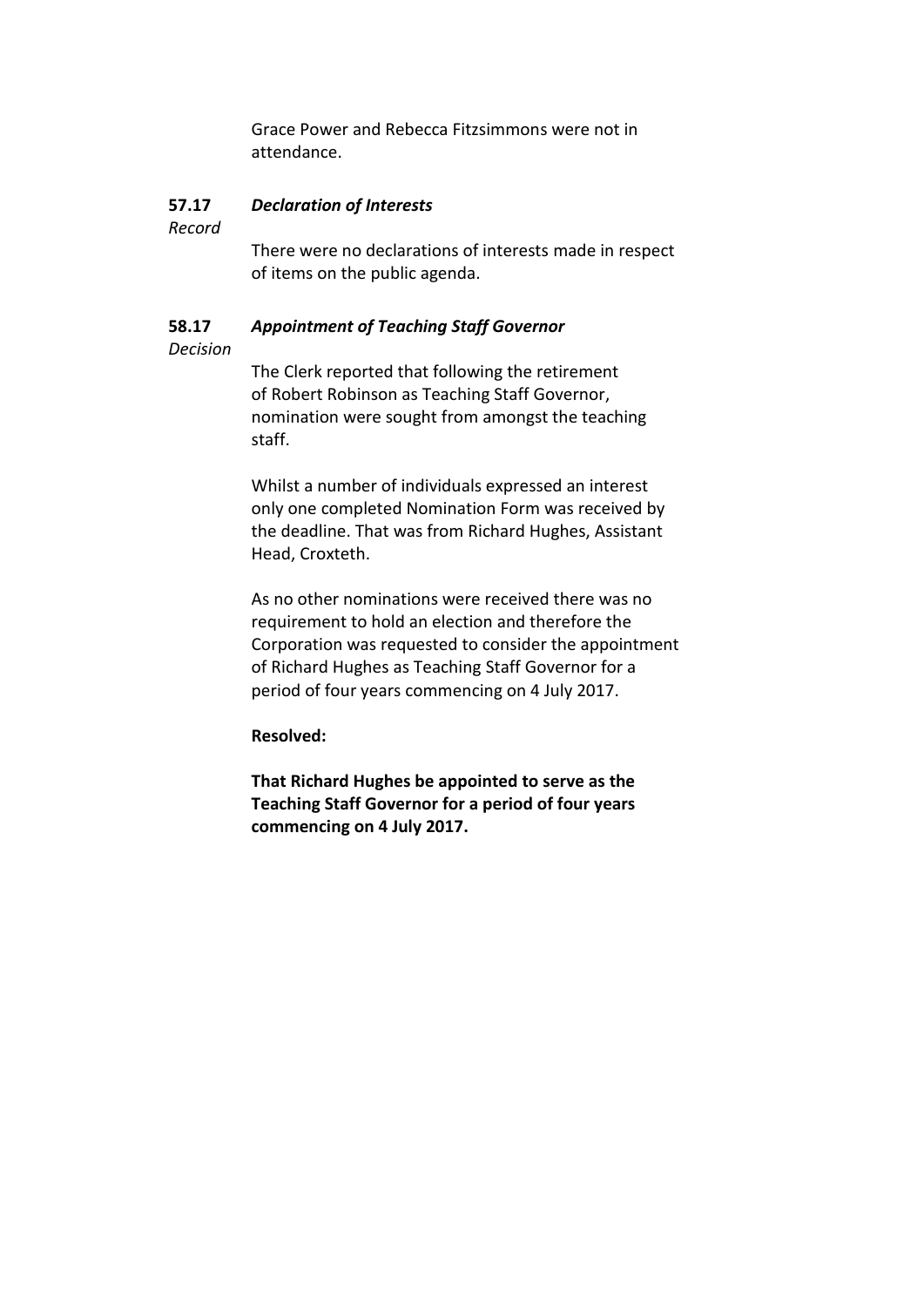Grace Power and Rebecca Fitzsimmons were not in attendance.

**57.17** ***Declaration of Interests***

*Record*

There were no declarations of interests made in respect of items on the public agenda.

**58.17** ***Appointment of Teaching Staff Governor***

*Decision*

The Clerk reported that following the retirement of Robert Robinson as Teaching Staff Governor, nomination were sought from amongst the teaching staff.

Whilst a number of individuals expressed an interest only one completed Nomination Form was received by the deadline. That was from Richard Hughes, Assistant Head, Croxteth.

As no other nominations were received there was no requirement to hold an election and therefore the Corporation was requested to consider the appointment of Richard Hughes as Teaching Staff Governor for a period of four years commencing on 4 July 2017.

**Resolved:**

**That Richard Hughes be appointed to serve as the Teaching Staff Governor for a period of four years commencing on 4 July 2017.**